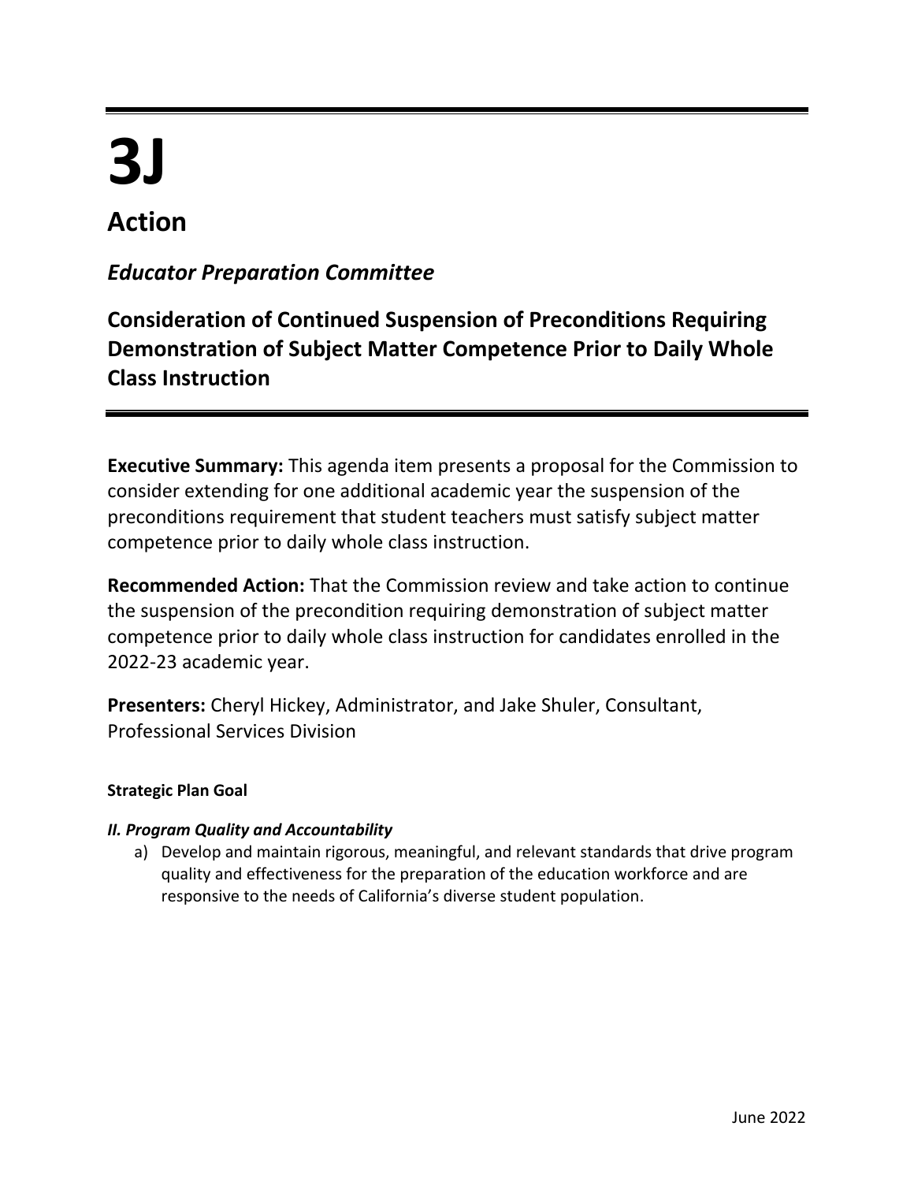# 3J

## Action

### *Educator Preparation Committee*

### Consideration of Continued Suspension of Preconditions Requiring Demonstration of Subject Matter Competence Prior to Daily Whole Class Instruction

**Executive Summary:** This agenda item presents a proposal for the Commission to consider extending for one additional academic year the suspension of the preconditions requirement that student teachers must satisfy subject matter competence prior to daily whole class instruction.

**Recommended Action:** That the Commission review and take action to continue the suspension of the precondition requiring demonstration of subject matter competence prior to daily whole class instruction for candidates enrolled in the 2022-23 academic year.

**Presenters:** Cheryl Hickey, Administrator, and Jake Shuler, Consultant, Professional Services Division

**Strategic Plan Goal**

***II. Program Quality and Accountability***

a) Develop and maintain rigorous, meaningful, and relevant standards that drive program quality and effectiveness for the preparation of the education workforce and are responsive to the needs of California's diverse student population.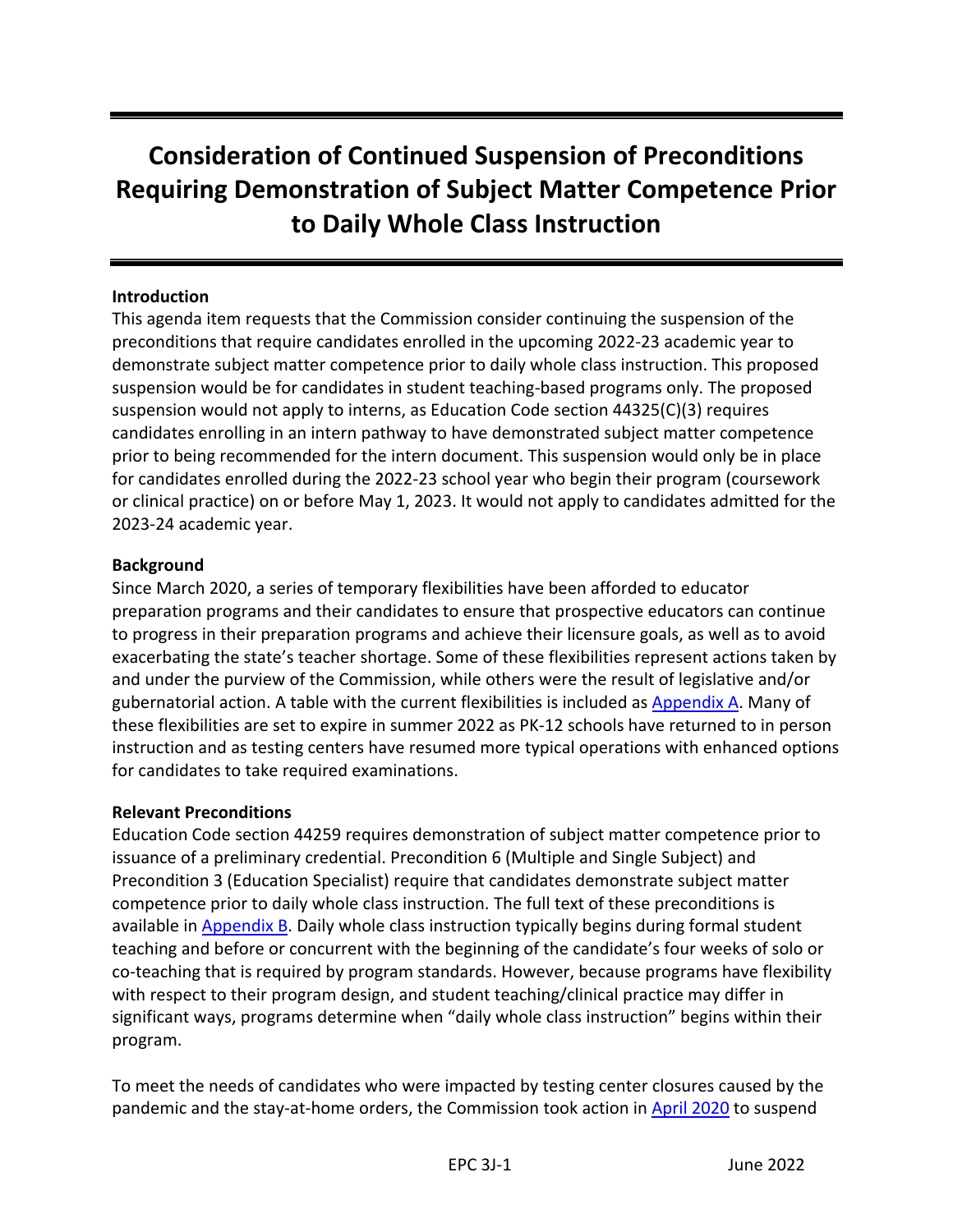# Consideration of Continued Suspension of Preconditions Requiring Demonstration of Subject Matter Competence Prior to Daily Whole Class Instruction

**Introduction**

This agenda item requests that the Commission consider continuing the suspension of the preconditions that require candidates enrolled in the upcoming 2022-23 academic year to demonstrate subject matter competence prior to daily whole class instruction. This proposed suspension would be for candidates in student teaching-based programs only. The proposed suspension would not apply to interns, as Education Code section 44325(C)(3) requires candidates enrolling in an intern pathway to have demonstrated subject matter competence prior to being recommended for the intern document. This suspension would only be in place for candidates enrolled during the 2022-23 school year who begin their program (coursework or clinical practice) on or before May 1, 2023. It would not apply to candidates admitted for the 2023-24 academic year.

**Background**

Since March 2020, a series of temporary flexibilities have been afforded to educator preparation programs and their candidates to ensure that prospective educators can continue to progress in their preparation programs and achieve their licensure goals, as well as to avoid exacerbating the state's teacher shortage. Some of these flexibilities represent actions taken by and under the purview of the Commission, while others were the result of legislative and/or gubernatorial action. A table with the current flexibilities is included as [Appendix A](). Many of these flexibilities are set to expire in summer 2022 as PK-12 schools have returned to in person instruction and as testing centers have resumed more typical operations with enhanced options for candidates to take required examinations.

**Relevant Preconditions**

Education Code section 44259 requires demonstration of subject matter competence prior to issuance of a preliminary credential. Precondition 6 (Multiple and Single Subject) and Precondition 3 (Education Specialist) require that candidates demonstrate subject matter competence prior to daily whole class instruction. The full text of these preconditions is available in [Appendix B](). Daily whole class instruction typically begins during formal student teaching and before or concurrent with the beginning of the candidate's four weeks of solo or co-teaching that is required by program standards. However, because programs have flexibility with respect to their program design, and student teaching/clinical practice may differ in significant ways, programs determine when "daily whole class instruction" begins within their program.

To meet the needs of candidates who were impacted by testing center closures caused by the pandemic and the stay-at-home orders, the Commission took action in [April 2020]() to suspend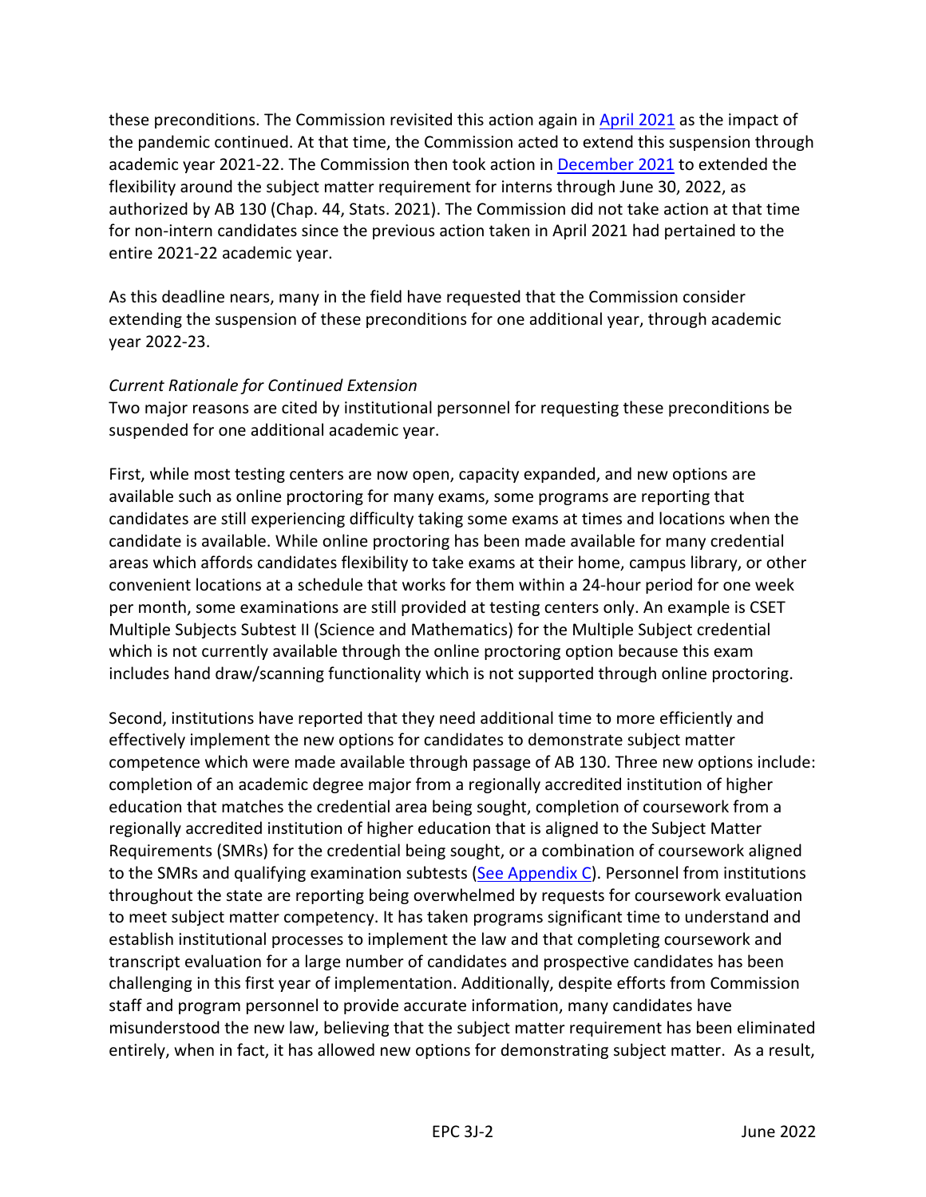these preconditions. The Commission revisited this action again in [April 2021](#) as the impact of the pandemic continued. At that time, the Commission acted to extend this suspension through academic year 2021-22. The Commission then took action in [December 2021](#) to extended the flexibility around the subject matter requirement for interns through June 30, 2022, as authorized by AB 130 (Chap. 44, Stats. 2021). The Commission did not take action at that time for non-intern candidates since the previous action taken in April 2021 had pertained to the entire 2021-22 academic year.

As this deadline nears, many in the field have requested that the Commission consider extending the suspension of these preconditions for one additional year, through academic year 2022-23.

*Current Rationale for Continued Extension*

Two major reasons are cited by institutional personnel for requesting these preconditions be suspended for one additional academic year.

First, while most testing centers are now open, capacity expanded, and new options are available such as online proctoring for many exams, some programs are reporting that candidates are still experiencing difficulty taking some exams at times and locations when the candidate is available. While online proctoring has been made available for many credential areas which affords candidates flexibility to take exams at their home, campus library, or other convenient locations at a schedule that works for them within a 24-hour period for one week per month, some examinations are still provided at testing centers only. An example is CSET Multiple Subjects Subtest II (Science and Mathematics) for the Multiple Subject credential which is not currently available through the online proctoring option because this exam includes hand draw/scanning functionality which is not supported through online proctoring.

Second, institutions have reported that they need additional time to more efficiently and effectively implement the new options for candidates to demonstrate subject matter competence which were made available through passage of AB 130. Three new options include: completion of an academic degree major from a regionally accredited institution of higher education that matches the credential area being sought, completion of coursework from a regionally accredited institution of higher education that is aligned to the Subject Matter Requirements (SMRs) for the credential being sought, or a combination of coursework aligned to the SMRs and qualifying examination subtests ([See Appendix C](#)). Personnel from institutions throughout the state are reporting being overwhelmed by requests for coursework evaluation to meet subject matter competency. It has taken programs significant time to understand and establish institutional processes to implement the law and that completing coursework and transcript evaluation for a large number of candidates and prospective candidates has been challenging in this first year of implementation. Additionally, despite efforts from Commission staff and program personnel to provide accurate information, many candidates have misunderstood the new law, believing that the subject matter requirement has been eliminated entirely, when in fact, it has allowed new options for demonstrating subject matter. As a result,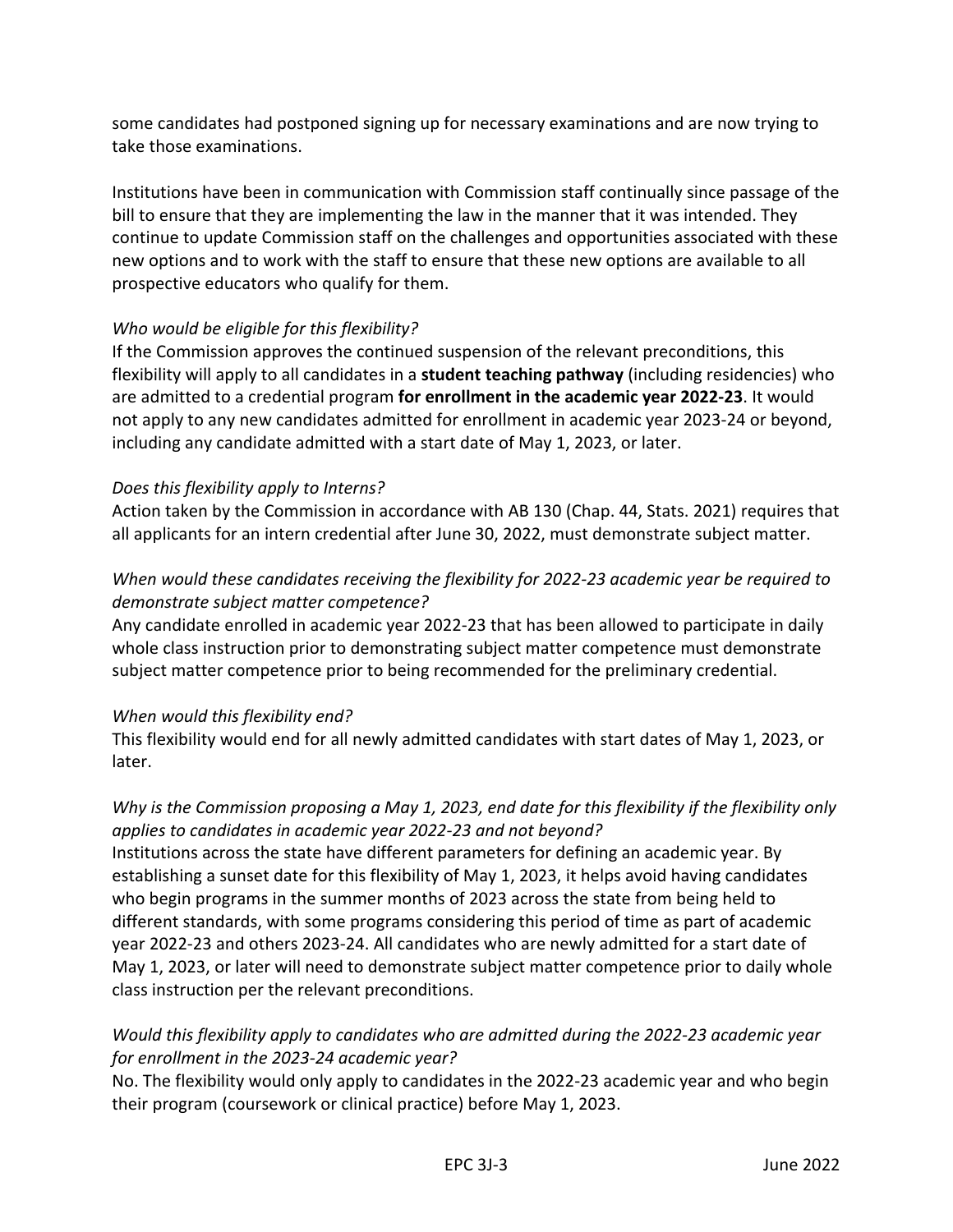some candidates had postponed signing up for necessary examinations and are now trying to take those examinations.

Institutions have been in communication with Commission staff continually since passage of the bill to ensure that they are implementing the law in the manner that it was intended. They continue to update Commission staff on the challenges and opportunities associated with these new options and to work with the staff to ensure that these new options are available to all prospective educators who qualify for them.

*Who would be eligible for this flexibility?*

If the Commission approves the continued suspension of the relevant preconditions, this flexibility will apply to all candidates in a **student teaching pathway** (including residencies) who are admitted to a credential program **for enrollment in the academic year 2022-23**. It would not apply to any new candidates admitted for enrollment in academic year 2023-24 or beyond, including any candidate admitted with a start date of May 1, 2023, or later.

*Does this flexibility apply to Interns?*

Action taken by the Commission in accordance with AB 130 (Chap. 44, Stats. 2021) requires that all applicants for an intern credential after June 30, 2022, must demonstrate subject matter.

*When would these candidates receiving the flexibility for 2022-23 academic year be required to demonstrate subject matter competence?*

Any candidate enrolled in academic year 2022-23 that has been allowed to participate in daily whole class instruction prior to demonstrating subject matter competence must demonstrate subject matter competence prior to being recommended for the preliminary credential.

*When would this flexibility end?*

This flexibility would end for all newly admitted candidates with start dates of May 1, 2023, or later.

*Why is the Commission proposing a May 1, 2023, end date for this flexibility if the flexibility only applies to candidates in academic year 2022-23 and not beyond?*

Institutions across the state have different parameters for defining an academic year. By establishing a sunset date for this flexibility of May 1, 2023, it helps avoid having candidates who begin programs in the summer months of 2023 across the state from being held to different standards, with some programs considering this period of time as part of academic year 2022-23 and others 2023-24. All candidates who are newly admitted for a start date of May 1, 2023, or later will need to demonstrate subject matter competence prior to daily whole class instruction per the relevant preconditions.

*Would this flexibility apply to candidates who are admitted during the 2022-23 academic year for enrollment in the 2023-24 academic year?*

No. The flexibility would only apply to candidates in the 2022-23 academic year and who begin their program (coursework or clinical practice) before May 1, 2023.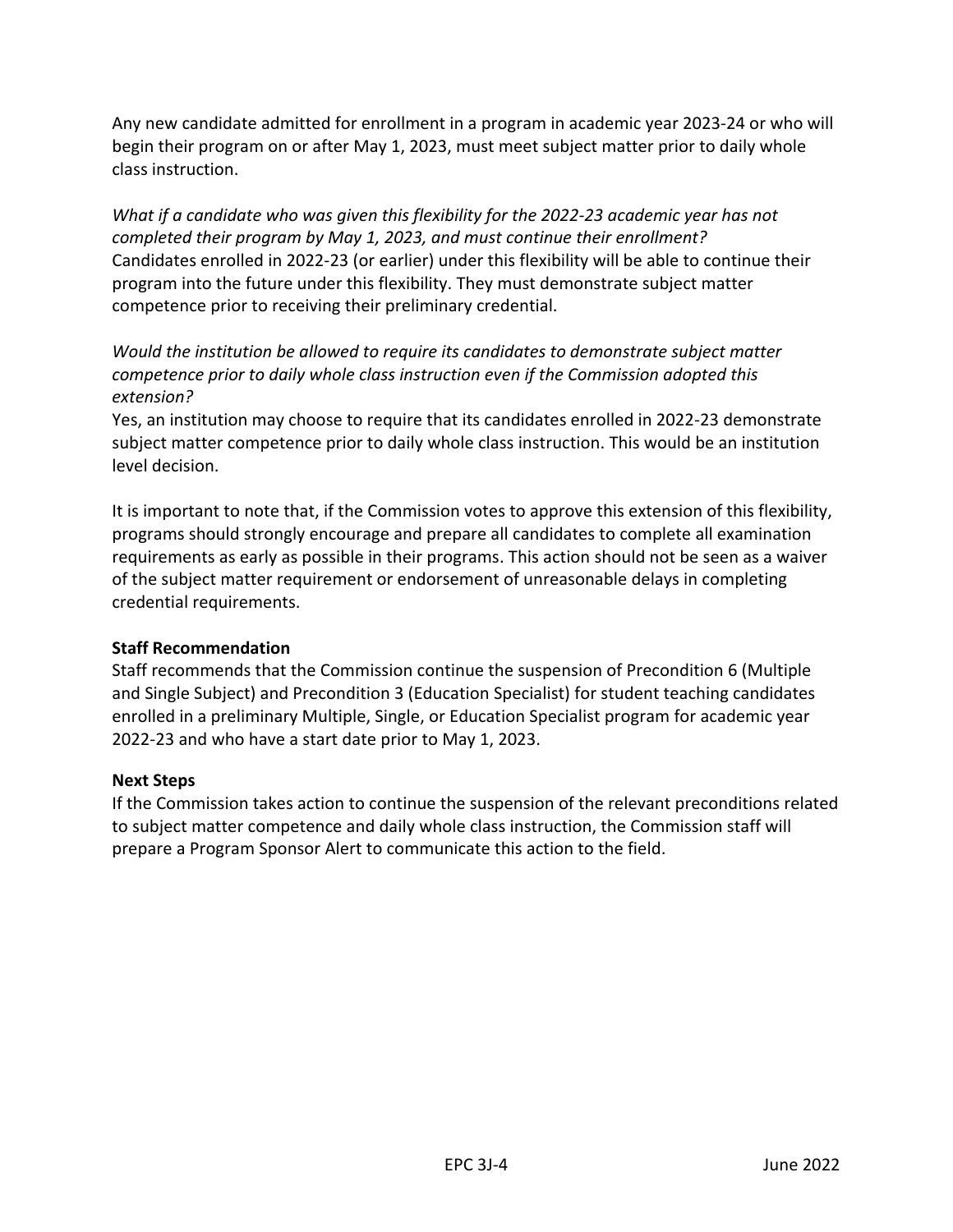Any new candidate admitted for enrollment in a program in academic year 2023-24 or who will begin their program on or after May 1, 2023, must meet subject matter prior to daily whole class instruction.

*What if a candidate who was given this flexibility for the 2022-23 academic year has not completed their program by May 1, 2023, and must continue their enrollment?*
Candidates enrolled in 2022-23 (or earlier) under this flexibility will be able to continue their program into the future under this flexibility. They must demonstrate subject matter competence prior to receiving their preliminary credential.

*Would the institution be allowed to require its candidates to demonstrate subject matter competence prior to daily whole class instruction even if the Commission adopted this extension?*
Yes, an institution may choose to require that its candidates enrolled in 2022-23 demonstrate subject matter competence prior to daily whole class instruction. This would be an institution level decision.

It is important to note that, if the Commission votes to approve this extension of this flexibility, programs should strongly encourage and prepare all candidates to complete all examination requirements as early as possible in their programs. This action should not be seen as a waiver of the subject matter requirement or endorsement of unreasonable delays in completing credential requirements.

**Staff Recommendation**
Staff recommends that the Commission continue the suspension of Precondition 6 (Multiple and Single Subject) and Precondition 3 (Education Specialist) for student teaching candidates enrolled in a preliminary Multiple, Single, or Education Specialist program for academic year 2022-23 and who have a start date prior to May 1, 2023.

**Next Steps**
If the Commission takes action to continue the suspension of the relevant preconditions related to subject matter competence and daily whole class instruction, the Commission staff will prepare a Program Sponsor Alert to communicate this action to the field.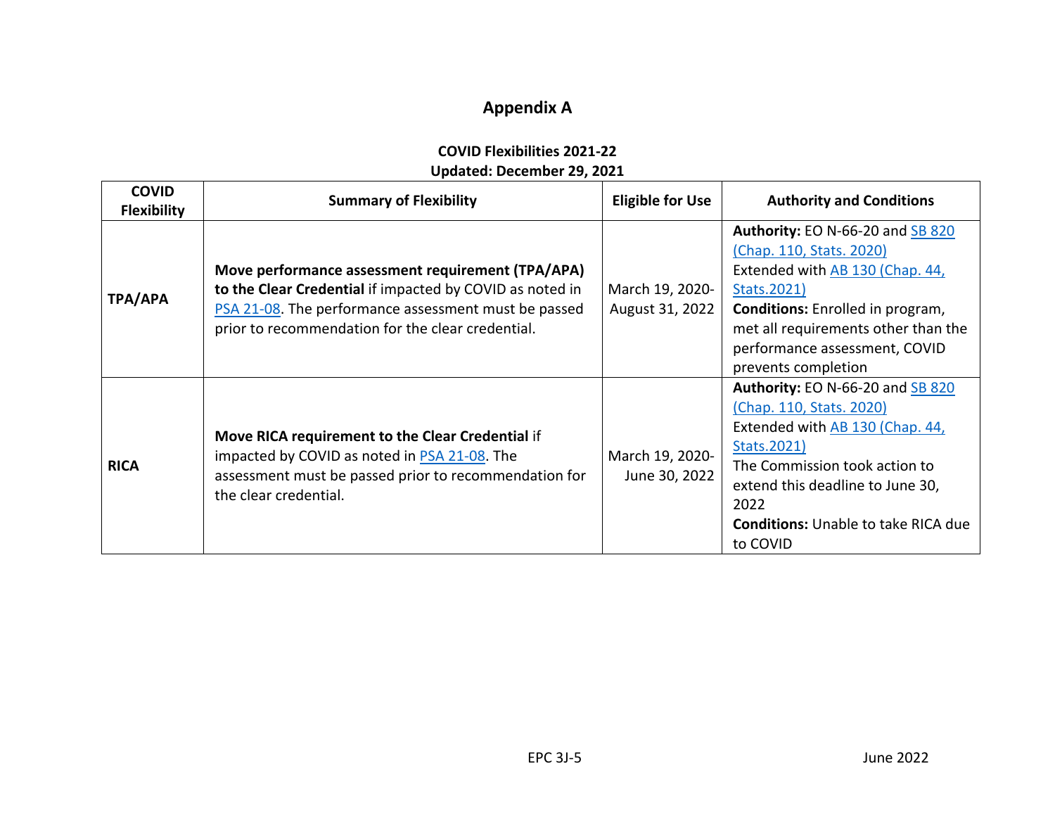# Appendix A

**COVID Flexibilities 2021-22**
**Updated: December 29, 2021**

| COVID Flexibility | Summary of Flexibility | Eligible for Use | Authority and Conditions |
|---|---|---|---|
| **TPA/APA** | **Move performance assessment requirement (TPA/APA) to the Clear Credential** if impacted by COVID as noted in PSA 21-08. The performance assessment must be passed prior to recommendation for the clear credential. | March 19, 2020-August 31, 2022 | **Authority:** EO N-66-20 and SB 820 (Chap. 110, Stats. 2020) Extended with AB 130 (Chap. 44, Stats.2021) **Conditions:** Enrolled in program, met all requirements other than the performance assessment, COVID prevents completion |
| **RICA** | **Move RICA requirement to the Clear Credential** if impacted by COVID as noted in PSA 21-08. The assessment must be passed prior to recommendation for the clear credential. | March 19, 2020-June 30, 2022 | **Authority:** EO N-66-20 and SB 820 (Chap. 110, Stats. 2020) Extended with AB 130 (Chap. 44, Stats.2021) The Commission took action to extend this deadline to June 30, 2022 **Conditions:** Unable to take RICA due to COVID |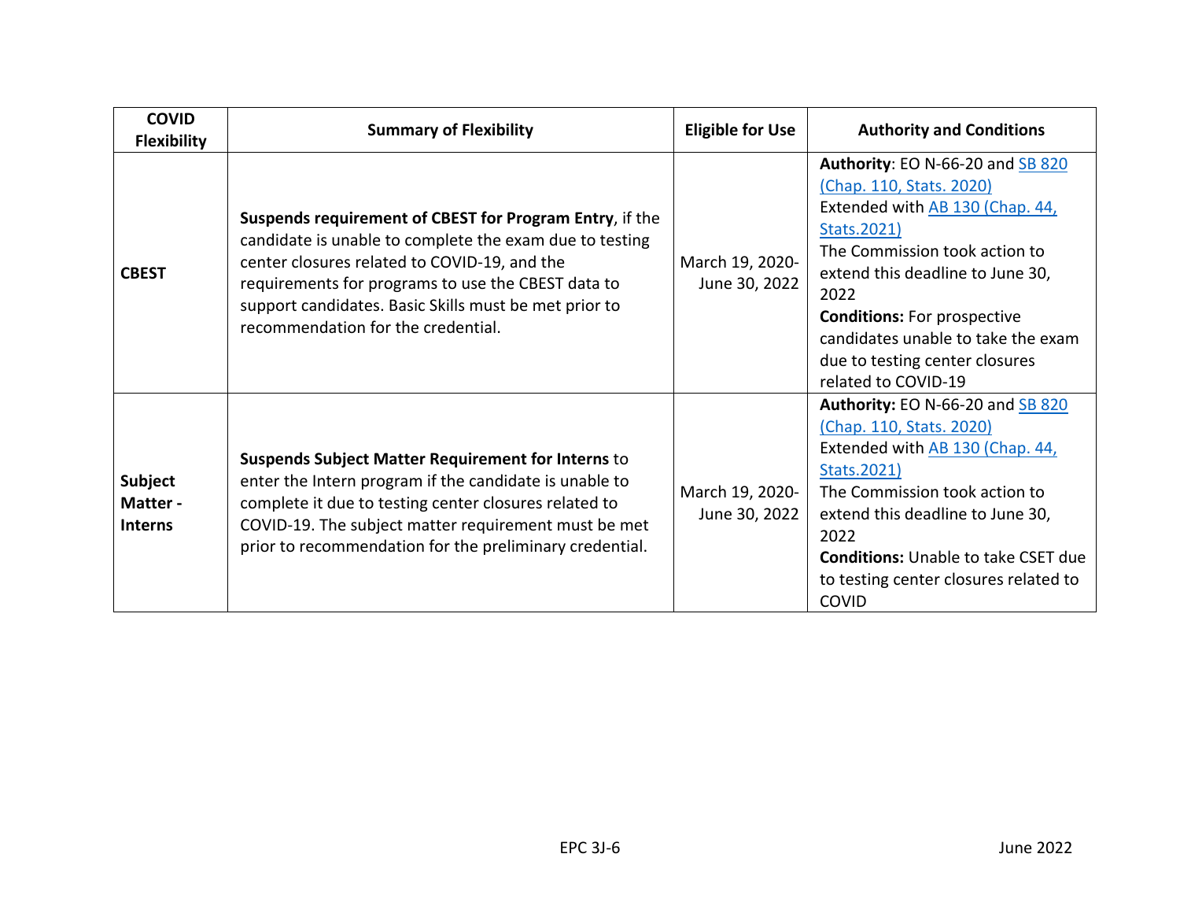| COVID Flexibility | Summary of Flexibility | Eligible for Use | Authority and Conditions |
|---|---|---|---|
| **CBEST** | **Suspends requirement of CBEST for Program Entry**, if the candidate is unable to complete the exam due to testing center closures related to COVID-19, and the requirements for programs to use the CBEST data to support candidates. Basic Skills must be met prior to recommendation for the credential. | March 19, 2020-June 30, 2022 | **Authority**: EO N-66-20 and SB 820 (Chap. 110, Stats. 2020) Extended with AB 130 (Chap. 44, Stats.2021) The Commission took action to extend this deadline to June 30, 2022 **Conditions:** For prospective candidates unable to take the exam due to testing center closures related to COVID-19 |
| **Subject Matter - Interns** | **Suspends Subject Matter Requirement for Interns** to enter the Intern program if the candidate is unable to complete it due to testing center closures related to COVID-19. The subject matter requirement must be met prior to recommendation for the preliminary credential. | March 19, 2020-June 30, 2022 | **Authority:** EO N-66-20 and SB 820 (Chap. 110, Stats. 2020) Extended with AB 130 (Chap. 44, Stats.2021) The Commission took action to extend this deadline to June 30, 2022 **Conditions:** Unable to take CSET due to testing center closures related to COVID |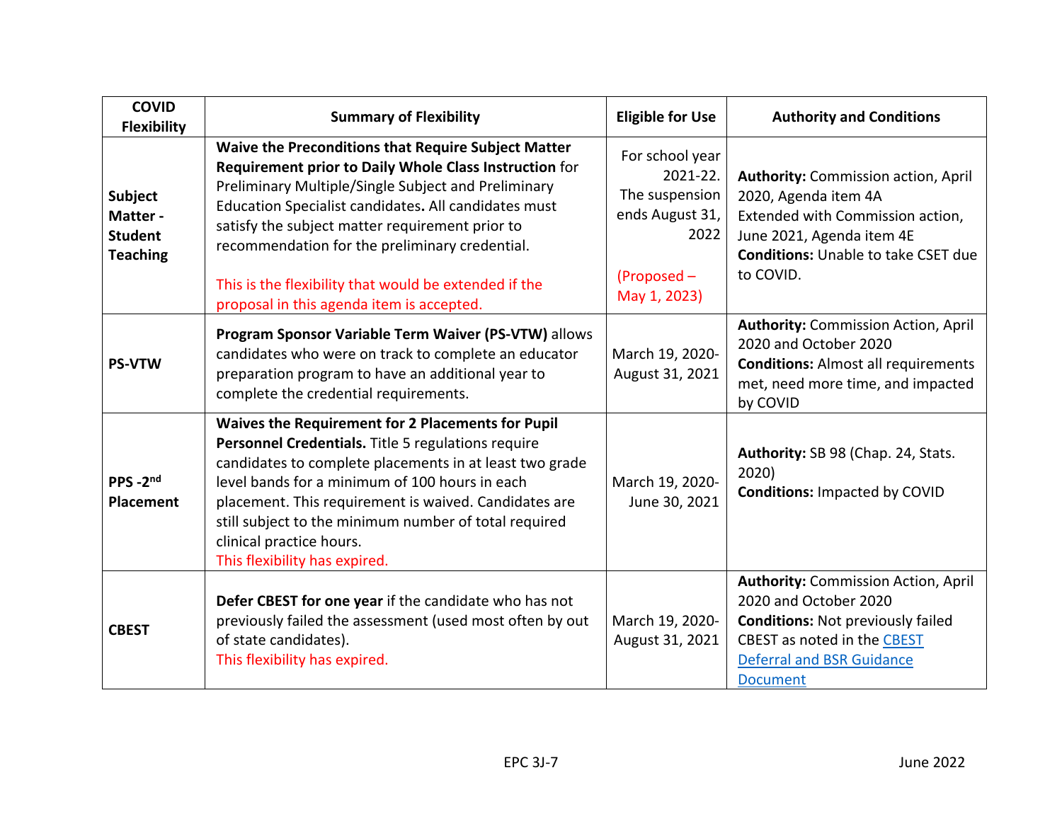| COVID Flexibility | Summary of Flexibility | Eligible for Use | Authority and Conditions |
|---|---|---|---|
| **Subject Matter - Student Teaching** | **Waive the Preconditions that Require Subject Matter Requirement prior to Daily Whole Class Instruction** for Preliminary Multiple/Single Subject and Preliminary Education Specialist candidates**.** All candidates must satisfy the subject matter requirement prior to recommendation for the preliminary credential. <br><br> This is the flexibility that would be extended if the proposal in this agenda item is accepted. | For school year 2021-22. The suspension ends August 31, 2022 <br><br> (Proposed – May 1, 2023) | **Authority:** Commission action, April 2020, Agenda item 4A <br> Extended with Commission action, June 2021, Agenda item 4E <br> **Conditions:** Unable to take CSET due to COVID. |
| **PS-VTW** | **Program Sponsor Variable Term Waiver (PS-VTW)** allows candidates who were on track to complete an educator preparation program to have an additional year to complete the credential requirements. | March 19, 2020-August 31, 2021 | **Authority:** Commission Action, April 2020 and October 2020 <br> **Conditions:** Almost all requirements met, need more time, and impacted by COVID |
| **PPS -2nd Placement** | **Waives the Requirement for 2 Placements for Pupil Personnel Credentials.** Title 5 regulations require candidates to complete placements in at least two grade level bands for a minimum of 100 hours in each placement. This requirement is waived. Candidates are still subject to the minimum number of total required clinical practice hours. <br> This flexibility has expired. | March 19, 2020-June 30, 2021 | **Authority:** SB 98 (Chap. 24, Stats. 2020) <br> **Conditions:** Impacted by COVID |
| **CBEST** | **Defer CBEST for one year** if the candidate who has not previously failed the assessment (used most often by out of state candidates). <br> This flexibility has expired. | March 19, 2020-August 31, 2021 | **Authority:** Commission Action, April 2020 and October 2020 <br> **Conditions:** Not previously failed CBEST as noted in the CBEST Deferral and BSR Guidance Document |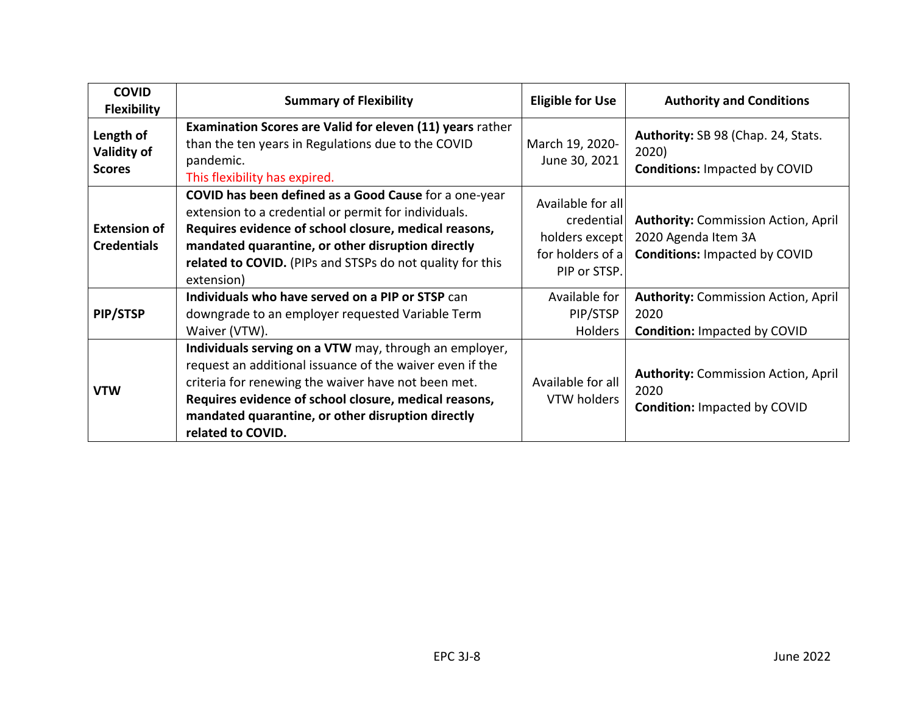| COVID Flexibility | Summary of Flexibility | Eligible for Use | Authority and Conditions |
| --- | --- | --- | --- |
| **Length of Validity of Scores** | **Examination Scores are Valid for eleven (11) years** rather than the ten years in Regulations due to the COVID pandemic.<br>This flexibility has expired. | March 19, 2020-June 30, 2021 | **Authority:** SB 98 (Chap. 24, Stats. 2020)<br>**Conditions:** Impacted by COVID |
| **Extension of Credentials** | **COVID has been defined as a Good Cause** for a one-year extension to a credential or permit for individuals. **Requires evidence of school closure, medical reasons, mandated quarantine, or other disruption directly related to COVID.** (PIPs and STSPs do not quality for this extension) | Available for all credential holders except for holders of a PIP or STSP. | **Authority:** Commission Action, April 2020 Agenda Item 3A<br>**Conditions:** Impacted by COVID |
| **PIP/STSP** | **Individuals who have served on a PIP or STSP** can downgrade to an employer requested Variable Term Waiver (VTW). | Available for PIP/STSP Holders | **Authority:** Commission Action, April 2020<br>**Condition:** Impacted by COVID |
| **VTW** | **Individuals serving on a VTW** may, through an employer, request an additional issuance of the waiver even if the criteria for renewing the waiver have not been met. **Requires evidence of school closure, medical reasons, mandated quarantine, or other disruption directly related to COVID.** | Available for all VTW holders | **Authority:** Commission Action, April 2020<br>**Condition:** Impacted by COVID |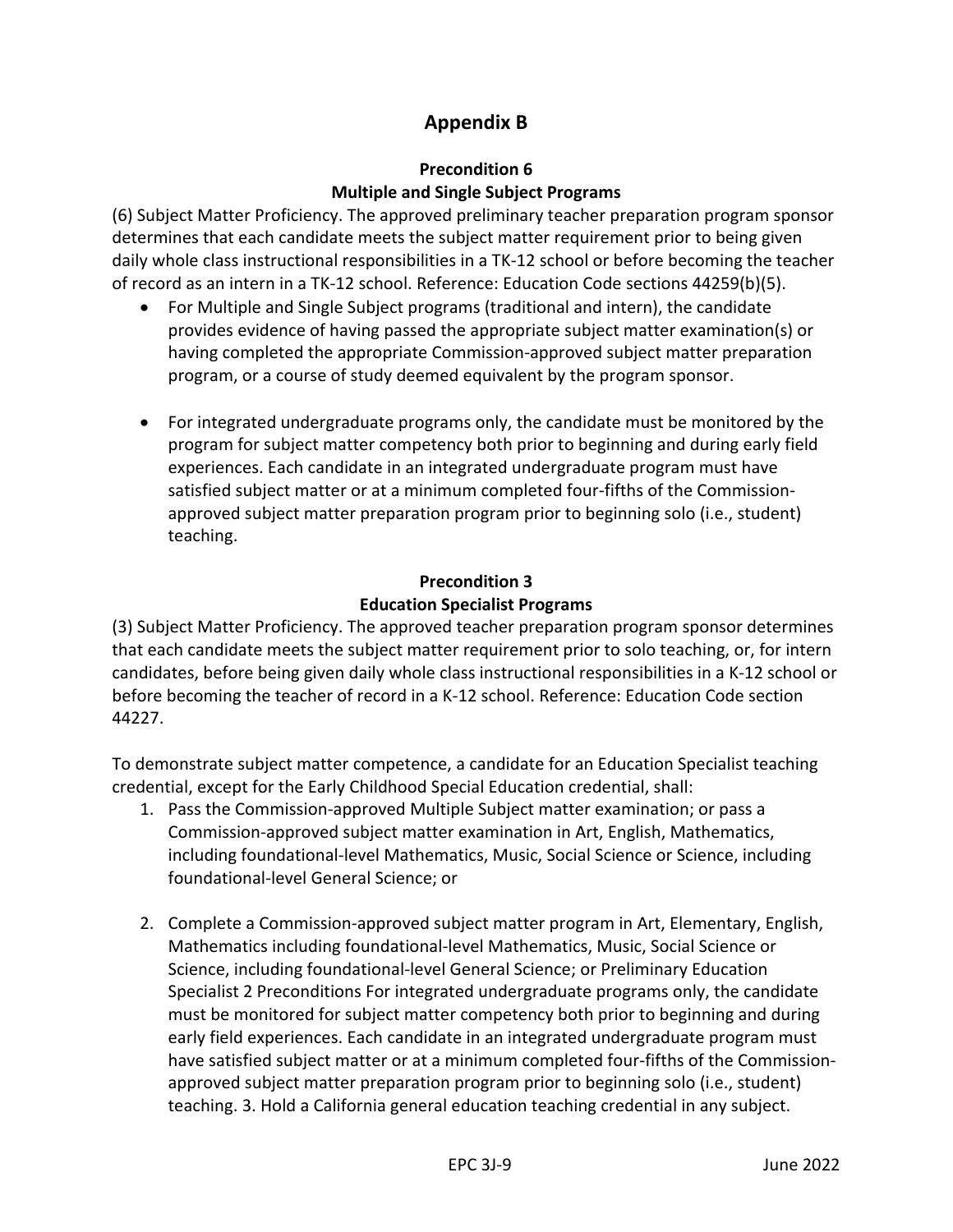# Appendix B

## Precondition 6
## Multiple and Single Subject Programs

(6) Subject Matter Proficiency. The approved preliminary teacher preparation program sponsor determines that each candidate meets the subject matter requirement prior to being given daily whole class instructional responsibilities in a TK-12 school or before becoming the teacher of record as an intern in a TK-12 school. Reference: Education Code sections 44259(b)(5).

- For Multiple and Single Subject programs (traditional and intern), the candidate provides evidence of having passed the appropriate subject matter examination(s) or having completed the appropriate Commission-approved subject matter preparation program, or a course of study deemed equivalent by the program sponsor.

- For integrated undergraduate programs only, the candidate must be monitored by the program for subject matter competency both prior to beginning and during early field experiences. Each candidate in an integrated undergraduate program must have satisfied subject matter or at a minimum completed four-fifths of the Commission-approved subject matter preparation program prior to beginning solo (i.e., student) teaching.

## Precondition 3
## Education Specialist Programs

(3) Subject Matter Proficiency. The approved teacher preparation program sponsor determines that each candidate meets the subject matter requirement prior to solo teaching, or, for intern candidates, before being given daily whole class instructional responsibilities in a K-12 school or before becoming the teacher of record in a K-12 school. Reference: Education Code section 44227.

To demonstrate subject matter competence, a candidate for an Education Specialist teaching credential, except for the Early Childhood Special Education credential, shall:

1. Pass the Commission-approved Multiple Subject matter examination; or pass a Commission-approved subject matter examination in Art, English, Mathematics, including foundational-level Mathematics, Music, Social Science or Science, including foundational-level General Science; or

2. Complete a Commission-approved subject matter program in Art, Elementary, English, Mathematics including foundational-level Mathematics, Music, Social Science or Science, including foundational-level General Science; or Preliminary Education Specialist 2 Preconditions For integrated undergraduate programs only, the candidate must be monitored for subject matter competency both prior to beginning and during early field experiences. Each candidate in an integrated undergraduate program must have satisfied subject matter or at a minimum completed four-fifths of the Commission-approved subject matter preparation program prior to beginning solo (i.e., student) teaching. 3. Hold a California general education teaching credential in any subject.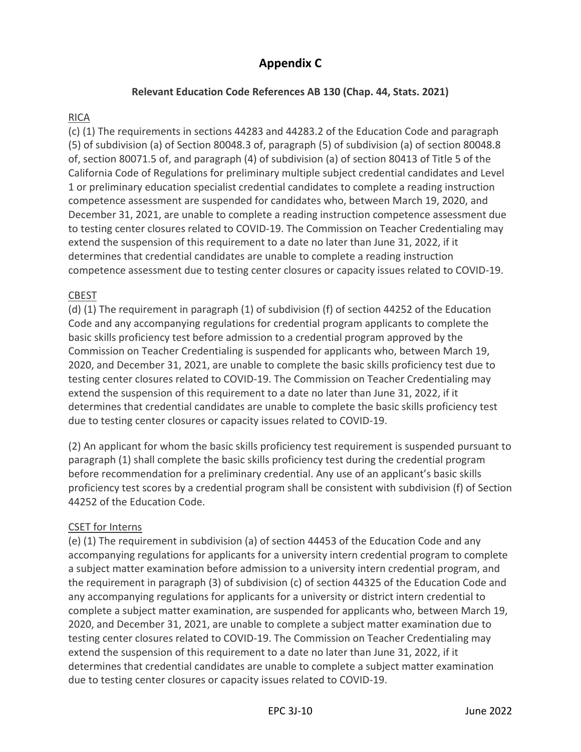# Appendix C

### Relevant Education Code References AB 130 (Chap. 44, Stats. 2021)

<u>RICA</u>

(c) (1) The requirements in sections 44283 and 44283.2 of the Education Code and paragraph (5) of subdivision (a) of Section 80048.3 of, paragraph (5) of subdivision (a) of section 80048.8 of, section 80071.5 of, and paragraph (4) of subdivision (a) of section 80413 of Title 5 of the California Code of Regulations for preliminary multiple subject credential candidates and Level 1 or preliminary education specialist credential candidates to complete a reading instruction competence assessment are suspended for candidates who, between March 19, 2020, and December 31, 2021, are unable to complete a reading instruction competence assessment due to testing center closures related to COVID-19. The Commission on Teacher Credentialing may extend the suspension of this requirement to a date no later than June 31, 2022, if it determines that credential candidates are unable to complete a reading instruction competence assessment due to testing center closures or capacity issues related to COVID-19.

<u>CBEST</u>

(d) (1) The requirement in paragraph (1) of subdivision (f) of section 44252 of the Education Code and any accompanying regulations for credential program applicants to complete the basic skills proficiency test before admission to a credential program approved by the Commission on Teacher Credentialing is suspended for applicants who, between March 19, 2020, and December 31, 2021, are unable to complete the basic skills proficiency test due to testing center closures related to COVID-19. The Commission on Teacher Credentialing may extend the suspension of this requirement to a date no later than June 31, 2022, if it determines that credential candidates are unable to complete the basic skills proficiency test due to testing center closures or capacity issues related to COVID-19.

(2) An applicant for whom the basic skills proficiency test requirement is suspended pursuant to paragraph (1) shall complete the basic skills proficiency test during the credential program before recommendation for a preliminary credential. Any use of an applicant's basic skills proficiency test scores by a credential program shall be consistent with subdivision (f) of Section 44252 of the Education Code.

<u>CSET for Interns</u>

(e) (1) The requirement in subdivision (a) of section 44453 of the Education Code and any accompanying regulations for applicants for a university intern credential program to complete a subject matter examination before admission to a university intern credential program, and the requirement in paragraph (3) of subdivision (c) of section 44325 of the Education Code and any accompanying regulations for applicants for a university or district intern credential to complete a subject matter examination, are suspended for applicants who, between March 19, 2020, and December 31, 2021, are unable to complete a subject matter examination due to testing center closures related to COVID-19. The Commission on Teacher Credentialing may extend the suspension of this requirement to a date no later than June 31, 2022, if it determines that credential candidates are unable to complete a subject matter examination due to testing center closures or capacity issues related to COVID-19.